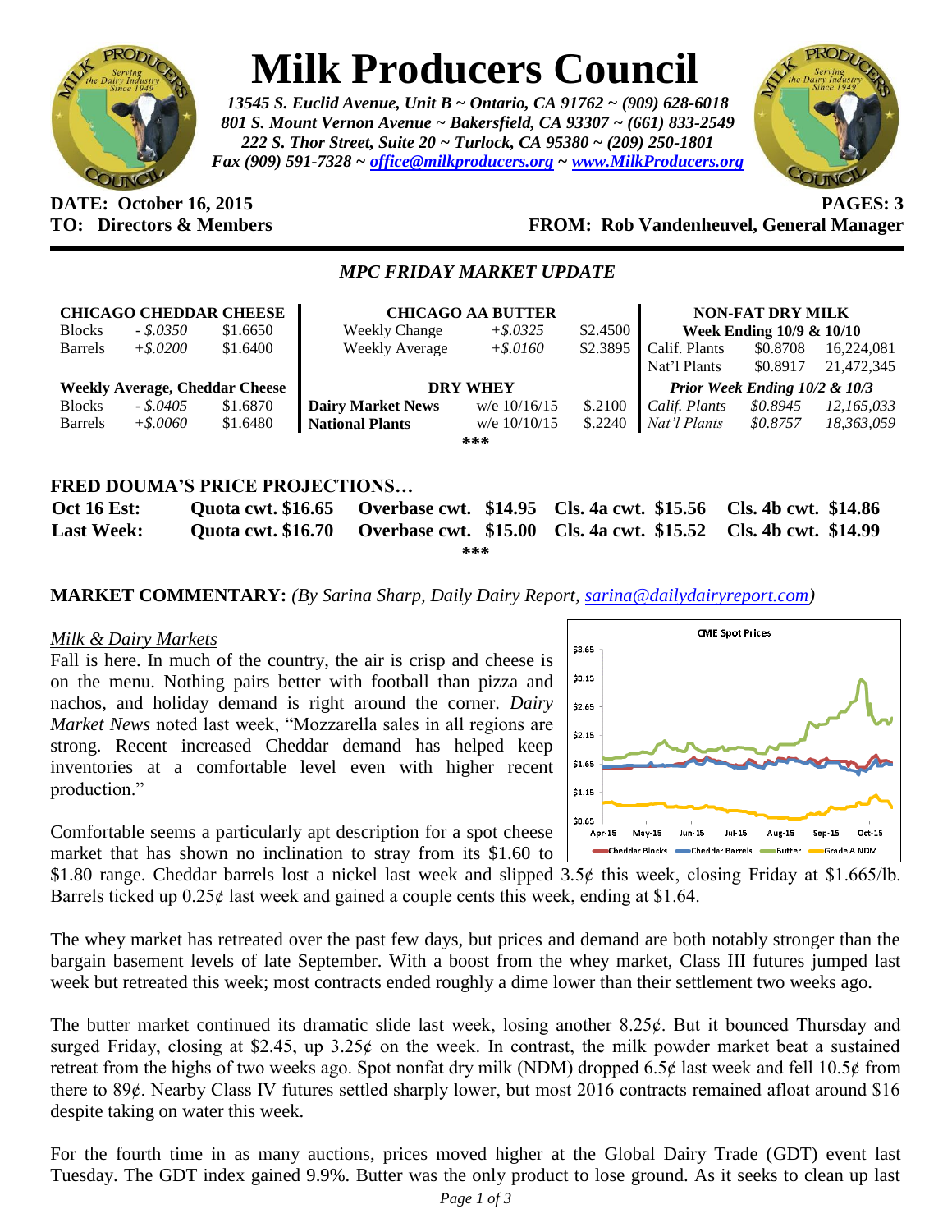# Milk Producers Council

*13545 S. Euclid Avenue, Unit B ~ Ontario, CA 91762 ~ (909) 628-6018*
*801 S. Mount Vernon Avenue ~ Bakersfield, CA 93307 ~ (661) 833-2549*
*222 S. Thor Street, Suite 20 ~ Turlock, CA 95380 ~ (209) 250-1801*
*Fax (909) 591-7328 ~ office@milkproducers.org ~ www.MilkProducers.org*

**DATE: October 16, 2015** **PAGES: 3**
**TO: Directors & Members** **FROM: Rob Vandenheuvel, General Manager**

## *MPC FRIDAY MARKET UPDATE*

| CHICAGO CHEDDAR CHEESE | | |
|---|---|---|
| Blocks | - $.0350 | $1.6650 |
| Barrels | +$.0200 | $1.6400 |
| **Weekly Average, Cheddar Cheese** | | |
| Blocks | - $.0405 | $1.6870 |
| Barrels | +$.0060 | $1.6480 |

| CHICAGO AA BUTTER | | |
|---|---|---|
| Weekly Change | +$.0325 | $2.4500 |
| Weekly Average | +$.0160 | $2.3895 |
| **DRY WHEY** | | |
| **Dairy Market News** | w/e 10/16/15 | $.2100 |
| **National Plants** | w/e 10/10/15 | $.2240 |

| NON-FAT DRY MILK | | |
|---|---|---|
| **Week Ending 10/9 & 10/10** | | |
| Calif. Plants | $0.8708 | 16,224,081 |
| Nat'l Plants | $0.8917 | 21,472,345 |
| ***Prior Week Ending 10/2 & 10/3*** | | |
| *Calif. Plants* | *$0.8945* | *12,165,033* |
| *Nat'l Plants* | *$0.8757* | *18,363,059* |

***

### FRED DOUMA'S PRICE PROJECTIONS…

| | | | | |
|---|---|---|---|---|
| **Oct 16 Est:** | **Quota cwt. $16.65** | **Overbase cwt. $14.95** | **Cls. 4a cwt. $15.56** | **Cls. 4b cwt. $14.86** |
| **Last Week:** | **Quota cwt. $16.70** | **Overbase cwt. $15.00** | **Cls. 4a cwt. $15.52** | **Cls. 4b cwt. $14.99** |

***

**MARKET COMMENTARY:** *(By Sarina Sharp, Daily Dairy Report, sarina@dailydairyreport.com)*

*Milk & Dairy Markets*

Fall is here. In much of the country, the air is crisp and cheese is on the menu. Nothing pairs better with football than pizza and nachos, and holiday demand is right around the corner. *Dairy Market News* noted last week, "Mozzarella sales in all regions are strong. Recent increased Cheddar demand has helped keep inventories at a comfortable level even with higher recent production."

Comfortable seems a particularly apt description for a spot cheese market that has shown no inclination to stray from its $1.60 to $1.80 range. Cheddar barrels lost a nickel last week and slipped 3.5¢ this week, closing Friday at $1.665/lb. Barrels ticked up 0.25¢ last week and gained a couple cents this week, ending at $1.64.

The whey market has retreated over the past few days, but prices and demand are both notably stronger than the bargain basement levels of late September. With a boost from the whey market, Class III futures jumped last week but retreated this week; most contracts ended roughly a dime lower than their settlement two weeks ago.

The butter market continued its dramatic slide last week, losing another 8.25¢. But it bounced Thursday and surged Friday, closing at $2.45, up 3.25¢ on the week. In contrast, the milk powder market beat a sustained retreat from the highs of two weeks ago. Spot nonfat dry milk (NDM) dropped 6.5¢ last week and fell 10.5¢ from there to 89¢. Nearby Class IV futures settled sharply lower, but most 2016 contracts remained afloat around $16 despite taking on water this week.

For the fourth time in as many auctions, prices moved higher at the Global Dairy Trade (GDT) event last Tuesday. The GDT index gained 9.9%. Butter was the only product to lose ground. As it seeks to clean up last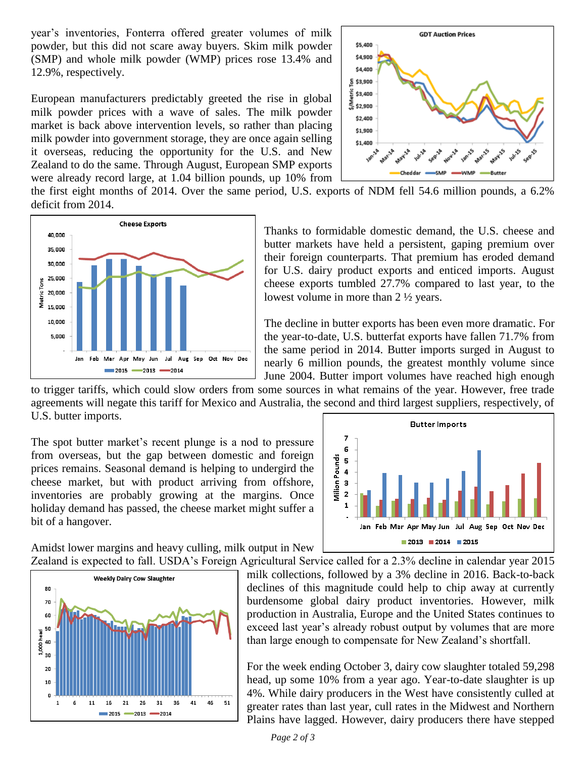year's inventories, Fonterra offered greater volumes of milk powder, but this did not scare away buyers. Skim milk powder (SMP) and whole milk powder (WMP) prices rose 13.4% and 12.9%, respectively.

European manufacturers predictably greeted the rise in global milk powder prices with a wave of sales. The milk powder market is back above intervention levels, so rather than placing milk powder into government storage, they are once again selling it overseas, reducing the opportunity for the U.S. and New Zealand to do the same. Through August, European SMP exports were already record large, at 1.04 billion pounds, up 10% from the first eight months of 2014. Over the same period, U.S. exports of NDM fell 54.6 million pounds, a 6.2% deficit from 2014.

Thanks to formidable domestic demand, the U.S. cheese and butter markets have held a persistent, gaping premium over their foreign counterparts. That premium has eroded demand for U.S. dairy product exports and enticed imports. August cheese exports tumbled 27.7% compared to last year, to the lowest volume in more than 2 ½ years.

The decline in butter exports has been even more dramatic. For the year-to-date, U.S. butterfat exports have fallen 71.7% from the same period in 2014. Butter imports surged in August to nearly 6 million pounds, the greatest monthly volume since June 2004. Butter import volumes have reached high enough to trigger tariffs, which could slow orders from some sources in what remains of the year. However, free trade agreements will negate this tariff for Mexico and Australia, the second and third largest suppliers, respectively, of U.S. butter imports.

The spot butter market's recent plunge is a nod to pressure from overseas, but the gap between domestic and foreign prices remains. Seasonal demand is helping to undergird the cheese market, but with product arriving from offshore, inventories are probably growing at the margins. Once holiday demand has passed, the cheese market might suffer a bit of a hangover.

Amidst lower margins and heavy culling, milk output in New Zealand is expected to fall. USDA's Foreign Agricultural Service called for a 2.3% decline in calendar year 2015 milk collections, followed by a 3% decline in 2016. Back-to-back declines of this magnitude could help to chip away at currently burdensome global dairy product inventories. However, milk production in Australia, Europe and the United States continues to exceed last year's already robust output by volumes that are more than large enough to compensate for New Zealand's shortfall.

For the week ending October 3, dairy cow slaughter totaled 59,298 head, up some 10% from a year ago. Year-to-date slaughter is up 4%. While dairy producers in the West have consistently culled at greater rates than last year, cull rates in the Midwest and Northern Plains have lagged. However, dairy producers there have stepped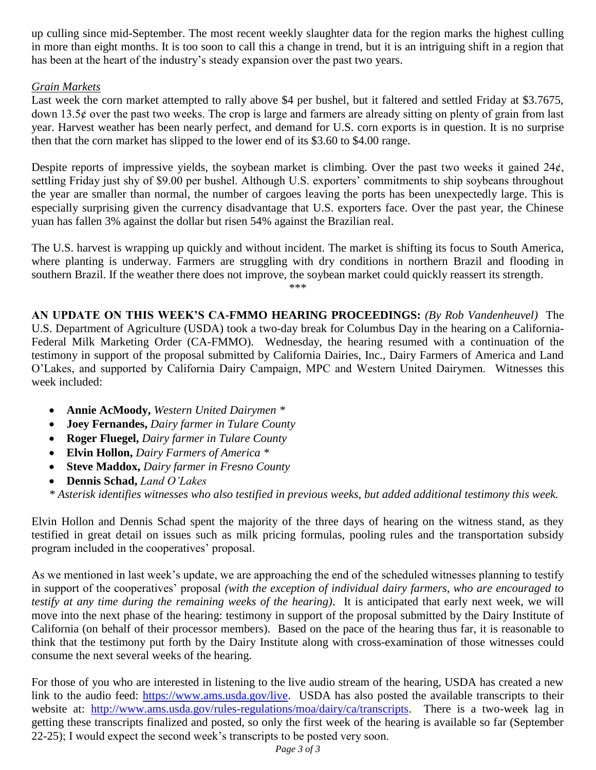up culling since mid-September. The most recent weekly slaughter data for the region marks the highest culling in more than eight months. It is too soon to call this a change in trend, but it is an intriguing shift in a region that has been at the heart of the industry's steady expansion over the past two years.

*Grain Markets*

Last week the corn market attempted to rally above $4 per bushel, but it faltered and settled Friday at $3.7675, down 13.5¢ over the past two weeks. The crop is large and farmers are already sitting on plenty of grain from last year. Harvest weather has been nearly perfect, and demand for U.S. corn exports is in question. It is no surprise then that the corn market has slipped to the lower end of its $3.60 to $4.00 range.

Despite reports of impressive yields, the soybean market is climbing. Over the past two weeks it gained 24¢, settling Friday just shy of $9.00 per bushel. Although U.S. exporters' commitments to ship soybeans throughout the year are smaller than normal, the number of cargoes leaving the ports has been unexpectedly large. This is especially surprising given the currency disadvantage that U.S. exporters face. Over the past year, the Chinese yuan has fallen 3% against the dollar but risen 54% against the Brazilian real.

The U.S. harvest is wrapping up quickly and without incident. The market is shifting its focus to South America, where planting is underway. Farmers are struggling with dry conditions in northern Brazil and flooding in southern Brazil. If the weather there does not improve, the soybean market could quickly reassert its strength.

\*\*\*

**AN UPDATE ON THIS WEEK'S CA-FMMO HEARING PROCEEDINGS:** *(By Rob Vandenheuvel)* The U.S. Department of Agriculture (USDA) took a two-day break for Columbus Day in the hearing on a California-Federal Milk Marketing Order (CA-FMMO). Wednesday, the hearing resumed with a continuation of the testimony in support of the proposal submitted by California Dairies, Inc., Dairy Farmers of America and Land O'Lakes, and supported by California Dairy Campaign, MPC and Western United Dairymen. Witnesses this week included:

- **Annie AcMoody,** *Western United Dairymen \**
- **Joey Fernandes,** *Dairy farmer in Tulare County*
- **Roger Fluegel,** *Dairy farmer in Tulare County*
- **Elvin Hollon,** *Dairy Farmers of America \**
- **Steve Maddox,** *Dairy farmer in Fresno County*
- **Dennis Schad,** *Land O'Lakes*

*\* Asterisk identifies witnesses who also testified in previous weeks, but added additional testimony this week.*

Elvin Hollon and Dennis Schad spent the majority of the three days of hearing on the witness stand, as they testified in great detail on issues such as milk pricing formulas, pooling rules and the transportation subsidy program included in the cooperatives' proposal.

As we mentioned in last week's update, we are approaching the end of the scheduled witnesses planning to testify in support of the cooperatives' proposal *(with the exception of individual dairy farmers, who are encouraged to testify at any time during the remaining weeks of the hearing)*. It is anticipated that early next week, we will move into the next phase of the hearing: testimony in support of the proposal submitted by the Dairy Institute of California (on behalf of their processor members). Based on the pace of the hearing thus far, it is reasonable to think that the testimony put forth by the Dairy Institute along with cross-examination of those witnesses could consume the next several weeks of the hearing.

For those of you who are interested in listening to the live audio stream of the hearing, USDA has created a new link to the audio feed: https://www.ams.usda.gov/live. USDA has also posted the available transcripts to their website at: http://www.ams.usda.gov/rules-regulations/moa/dairy/ca/transcripts. There is a two-week lag in getting these transcripts finalized and posted, so only the first week of the hearing is available so far (September 22-25); I would expect the second week's transcripts to be posted very soon.